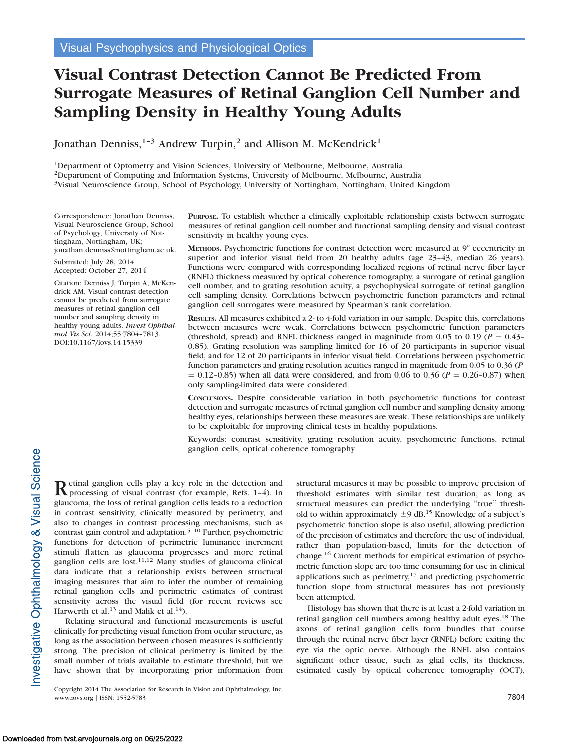Visual Psychophysics and Physiological Optics

# Visual Contrast Detection Cannot Be Predicted From Surrogate Measures of Retinal Ganglion Cell Number and Sampling Density in Healthy Young Adults

Jonathan Denniss,[1–3] Andrew Turpin,[2] and Allison M. McKendrick[1]

[1]Department of Optometry and Vision Sciences, University of Melbourne, Melbourne, Australia
[2]Department of Computing and Information Systems, University of Melbourne, Melbourne, Australia
[3]Visual Neuroscience Group, School of Psychology, University of Nottingham, Nottingham, United Kingdom

Correspondence: Jonathan Denniss, Visual Neuroscience Group, School of Psychology, University of Nottingham, Nottingham, UK; jonathan.denniss@nottingham.ac.uk.

Submitted: July 28, 2014
Accepted: October 27, 2014

Citation: Denniss J, Turpin A, McKendrick AM. Visual contrast detection cannot be predicted from surrogate measures of retinal ganglion cell number and sampling density in healthy young adults. *Invest Ophthalmol Vis Sci*. 2014;55:7804–7813. DOI:10.1167/iovs.14-15339

**Purpose.** To establish whether a clinically exploitable relationship exists between surrogate measures of retinal ganglion cell number and functional sampling density and visual contrast sensitivity in healthy young eyes.

**Methods.** Psychometric functions for contrast detection were measured at 9° eccentricity in superior and inferior visual field from 20 healthy adults (age 23–43, median 26 years). Functions were compared with corresponding localized regions of retinal nerve fiber layer (RNFL) thickness measured by optical coherence tomography, a surrogate of retinal ganglion cell number, and to grating resolution acuity, a psychophysical surrogate of retinal ganglion cell sampling density. Correlations between psychometric function parameters and retinal ganglion cell surrogates were measured by Spearman's rank correlation.

**Results.** All measures exhibited a 2- to 4-fold variation in our sample. Despite this, correlations between measures were weak. Correlations between psychometric function parameters (threshold, spread) and RNFL thickness ranged in magnitude from 0.05 to 0.19 ($P = 0.43$–$0.85$). Grating resolution was sampling limited for 16 of 20 participants in superior visual field, and for 12 of 20 participants in inferior visual field. Correlations between psychometric function parameters and grating resolution acuities ranged in magnitude from 0.05 to 0.36 ($P = 0.12$–$0.85$) when all data were considered, and from 0.06 to 0.36 ($P = 0.26$–$0.87$) when only sampling-limited data were considered.

**Conclusions.** Despite considerable variation in both psychometric functions for contrast detection and surrogate measures of retinal ganglion cell number and sampling density among healthy eyes, relationships between these measures are weak. These relationships are unlikely to be exploitable for improving clinical tests in healthy populations.

Keywords: contrast sensitivity, grating resolution acuity, psychometric functions, retinal ganglion cells, optical coherence tomography

Retinal ganglion cells play a key role in the detection and processing of visual contrast (for example, Refs. 1–4). In glaucoma, the loss of retinal ganglion cells leads to a reduction in contrast sensitivity, clinically measured by perimetry, and also to changes in contrast processing mechanisms, such as contrast gain control and adaptation.[5–10] Further, psychometric functions for detection of perimetric luminance increment stimuli flatten as glaucoma progresses and more retinal ganglion cells are lost.[11,12] Many studies of glaucoma clinical data indicate that a relationship exists between structural imaging measures that aim to infer the number of remaining retinal ganglion cells and perimetric estimates of contrast sensitivity across the visual field (for recent reviews see Harwerth et al.[13] and Malik et al.[14]).

Relating structural and functional measurements is useful clinically for predicting visual function from ocular structure, as long as the association between chosen measures is sufficiently strong. The precision of clinical perimetry is limited by the small number of trials available to estimate threshold, but we have shown that by incorporating prior information from structural measures it may be possible to improve precision of threshold estimates with similar test duration, as long as structural measures can predict the underlying "true" threshold to within approximately ±9 dB.[15] Knowledge of a subject's psychometric function slope is also useful, allowing prediction of the precision of estimates and therefore the use of individual, rather than population-based, limits for the detection of change.[16] Current methods for empirical estimation of psychometric function slope are too time consuming for use in clinical applications such as perimetry,[17] and predicting psychometric function slope from structural measures has not previously been attempted.

Histology has shown that there is at least a 2-fold variation in retinal ganglion cell numbers among healthy adult eyes.[18] The axons of retinal ganglion cells form bundles that course through the retinal nerve fiber layer (RNFL) before exiting the eye via the optic nerve. Although the RNFL also contains significant other tissue, such as glial cells, its thickness, estimated easily by optical coherence tomography (OCT),

Copyright 2014 The Association for Research in Vision and Ophthalmology, Inc.
www.iovs.org | ISSN: 1552-5783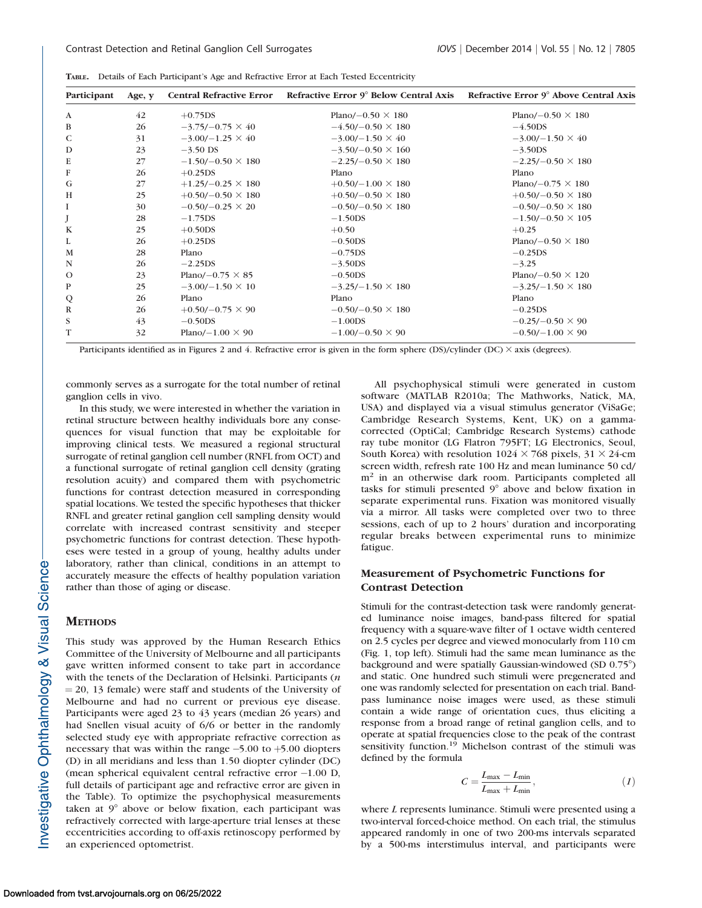**TABLE.** Details of Each Participant's Age and Refractive Error at Each Tested Eccentricity

| Participant | Age, y | Central Refractive Error | Refractive Error 9° Below Central Axis | Refractive Error 9° Above Central Axis |
|---|---|---|---|---|
| A | 42 | +0.75DS | Plano/−0.50 × 180 | Plano/−0.50 × 180 |
| B | 26 | −3.75/−0.75 × 40 | −4.50/−0.50 × 180 | −4.50DS |
| C | 31 | −3.00/−1.25 × 40 | −3.00/−1.50 × 40 | −3.00/−1.50 × 40 |
| D | 23 | −3.50 DS | −3.50/−0.50 × 160 | −3.50DS |
| E | 27 | −1.50/−0.50 × 180 | −2.25/−0.50 × 180 | −2.25/−0.50 × 180 |
| F | 26 | +0.25DS | Plano | Plano |
| G | 27 | +1.25/−0.25 × 180 | +0.50/−1.00 × 180 | Plano/−0.75 × 180 |
| H | 25 | +0.50/−0.50 × 180 | +0.50/−0.50 × 180 | +0.50/−0.50 × 180 |
| I | 30 | −0.50/−0.25 × 20 | −0.50/−0.50 × 180 | −0.50/−0.50 × 180 |
| J | 28 | −1.75DS | −1.50DS | −1.50/−0.50 × 105 |
| K | 25 | +0.50DS | +0.50 | +0.25 |
| L | 26 | +0.25DS | −0.50DS | Plano/−0.50 × 180 |
| M | 28 | Plano | −0.75DS | −0.25DS |
| N | 26 | −2.25DS | −3.50DS | −3.25 |
| O | 23 | Plano/−0.75 × 85 | −0.50DS | Plano/−0.50 × 120 |
| P | 25 | −3.00/−1.50 × 10 | −3.25/−1.50 × 180 | −3.25/−1.50 × 180 |
| Q | 26 | Plano | Plano | Plano |
| R | 26 | +0.50/−0.75 × 90 | −0.50/−0.50 × 180 | −0.25DS |
| S | 43 | −0.50DS | −1.00DS | −0.25/−0.50 × 90 |
| T | 32 | Plano/−1.00 × 90 | −1.00/−0.50 × 90 | −0.50/−1.00 × 90 |

Participants identified as in Figures 2 and 4. Refractive error is given in the form sphere (DS)/cylinder (DC) × axis (degrees).

commonly serves as a surrogate for the total number of retinal ganglion cells in vivo.

In this study, we were interested in whether the variation in retinal structure between healthy individuals bore any consequences for visual function that may be exploitable for improving clinical tests. We measured a regional structural surrogate of retinal ganglion cell number (RNFL from OCT) and a functional surrogate of retinal ganglion cell density (grating resolution acuity) and compared them with psychometric functions for contrast detection measured in corresponding spatial locations. We tested the specific hypotheses that thicker RNFL and greater retinal ganglion cell sampling density would correlate with increased contrast sensitivity and steeper psychometric functions for contrast detection. These hypotheses were tested in a group of young, healthy adults under laboratory, rather than clinical, conditions in an attempt to accurately measure the effects of healthy population variation rather than those of aging or disease.

## Methods

This study was approved by the Human Research Ethics Committee of the University of Melbourne and all participants gave written informed consent to take part in accordance with the tenets of the Declaration of Helsinki. Participants ($n$ = 20, 13 female) were staff and students of the University of Melbourne and had no current or previous eye disease. Participants were aged 23 to 43 years (median 26 years) and had Snellen visual acuity of 6/6 or better in the randomly selected study eye with appropriate refractive correction as necessary that was within the range −5.00 to +5.00 diopters (D) in all meridians and less than 1.50 diopter cylinder (DC) (mean spherical equivalent central refractive error −1.00 D, full details of participant age and refractive error are given in the Table). To optimize the psychophysical measurements taken at 9° above or below fixation, each participant was refractively corrected with large-aperture trial lenses at these eccentricities according to off-axis retinoscopy performed by an experienced optometrist.

All psychophysical stimuli were generated in custom software (MATLAB R2010a; The Mathworks, Natick, MA, USA) and displayed via a visual stimulus generator (ViSaGe; Cambridge Research Systems, Kent, UK) on a gamma-corrected (OptiCal; Cambridge Research Systems) cathode ray tube monitor (LG Flatron 795FT; LG Electronics, Seoul, South Korea) with resolution 1024 × 768 pixels, 31 × 24-cm screen width, refresh rate 100 Hz and mean luminance 50 cd/m$^2$ in an otherwise dark room. Participants completed all tasks for stimuli presented 9° above and below fixation in separate experimental runs. Fixation was monitored visually via a mirror. All tasks were completed over two to three sessions, each of up to 2 hours' duration and incorporating regular breaks between experimental runs to minimize fatigue.

### Measurement of Psychometric Functions for Contrast Detection

Stimuli for the contrast-detection task were randomly generated luminance noise images, band-pass filtered for spatial frequency with a square-wave filter of 1 octave width centered on 2.5 cycles per degree and viewed monocularly from 110 cm (Fig. 1, top left). Stimuli had the same mean luminance as the background and were spatially Gaussian-windowed (SD 0.75°) and static. One hundred such stimuli were pregenerated and one was randomly selected for presentation on each trial. Band-pass luminance noise images were used, as these stimuli contain a wide range of orientation cues, thus eliciting a response from a broad range of retinal ganglion cells, and to operate at spatial frequencies close to the peak of the contrast sensitivity function.[19] Michelson contrast of the stimuli was defined by the formula

$$C = \frac{L_{\max} - L_{\min}}{L_{\max} + L_{\min}}, \qquad (1)$$

where $L$ represents luminance. Stimuli were presented using a two-interval forced-choice method. On each trial, the stimulus appeared randomly in one of two 200-ms intervals separated by a 500-ms interstimulus interval, and participants were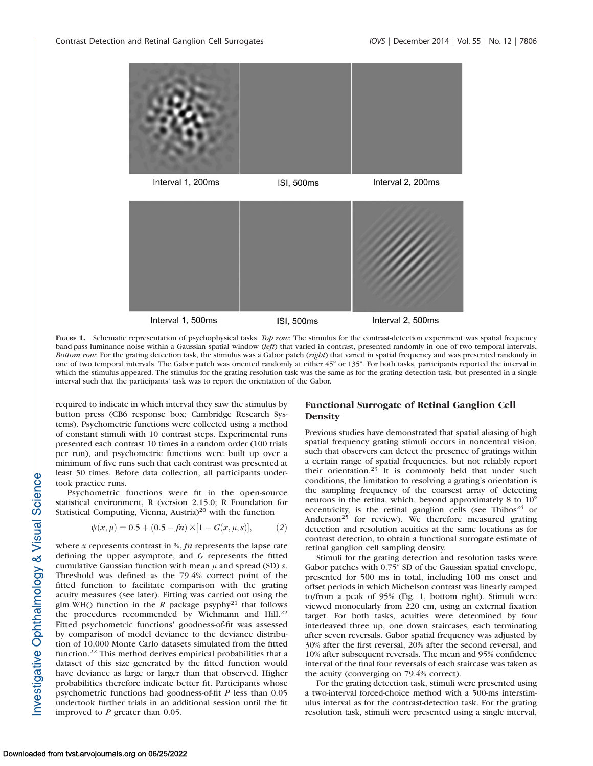Interval 1, 200ms

ISI, 500ms

Interval 2, 200ms

Interval 1, 500ms

ISI, 500ms

Interval 2, 500ms

**Figure 1.** Schematic representation of psychophysical tasks. *Top row*: The stimulus for the contrast-detection experiment was spatial frequency band-pass luminance noise within a Gaussian spatial window (*left*) that varied in contrast, presented randomly in one of two temporal intervals. *Bottom row*: For the grating detection task, the stimulus was a Gabor patch (*right*) that varied in spatial frequency and was presented randomly in one of two temporal intervals. The Gabor patch was oriented randomly at either 45° or 135°. For both tasks, participants reported the interval in which the stimulus appeared. The stimulus for the grating resolution task was the same as for the grating detection task, but presented in a single interval such that the participants' task was to report the orientation of the Gabor.

required to indicate in which interval they saw the stimulus by button press (CB6 response box; Cambridge Research Systems). Psychometric functions were collected using a method of constant stimuli with 10 contrast steps. Experimental runs presented each contrast 10 times in a random order (100 trials per run), and psychometric functions were built up over a minimum of five runs such that each contrast was presented at least 50 times. Before data collection, all participants undertook practice runs.

Psychometric functions were fit in the open-source statistical environment, R (version 2.15.0; R Foundation for Statistical Computing, Vienna, Austria)[20] with the function

$$\psi(x, \mu) = 0.5 + (0.5 - fn) \times [1 - G(x, \mu, s)], \qquad (2)$$

where $x$ represents contrast in %, $fn$ represents the lapse rate defining the upper asymptote, and $G$ represents the fitted cumulative Gaussian function with mean $\mu$ and spread (SD) $s$. Threshold was defined as the 79.4% correct point of the fitted function to facilitate comparison with the grating acuity measures (see later). Fitting was carried out using the glm.WH() function in the *R* package psyphy[21] that follows the procedures recommended by Wichmann and Hill.[22] Fitted psychometric functions' goodness-of-fit was assessed by comparison of model deviance to the deviance distribution of 10,000 Monte Carlo datasets simulated from the fitted function.[22] This method derives empirical probabilities that a dataset of this size generated by the fitted function would have deviance as large or larger than that observed. Higher probabilities therefore indicate better fit. Participants whose psychometric functions had goodness-of-fit $P$ less than 0.05 undertook further trials in an additional session until the fit improved to $P$ greater than 0.05.

## Functional Surrogate of Retinal Ganglion Cell Density

Previous studies have demonstrated that spatial aliasing of high spatial frequency grating stimuli occurs in noncentral vision, such that observers can detect the presence of gratings within a certain range of spatial frequencies, but not reliably report their orientation.[23] It is commonly held that under such conditions, the limitation to resolving a grating's orientation is the sampling frequency of the coarsest array of detecting neurons in the retina, which, beyond approximately 8 to 10° eccentricity, is the retinal ganglion cells (see Thibos[24] or Anderson[25] for review). We therefore measured grating detection and resolution acuities at the same locations as for contrast detection, to obtain a functional surrogate estimate of retinal ganglion cell sampling density.

Stimuli for the grating detection and resolution tasks were Gabor patches with 0.75° SD of the Gaussian spatial envelope, presented for 500 ms in total, including 100 ms onset and offset periods in which Michelson contrast was linearly ramped to/from a peak of 95% (Fig. 1, bottom right). Stimuli were viewed monocularly from 220 cm, using an external fixation target. For both tasks, acuities were determined by four interleaved three up, one down staircases, each terminating after seven reversals. Gabor spatial frequency was adjusted by 30% after the first reversal, 20% after the second reversal, and 10% after subsequent reversals. The mean and 95% confidence interval of the final four reversals of each staircase was taken as the acuity (converging on 79.4% correct).

For the grating detection task, stimuli were presented using a two-interval forced-choice method with a 500-ms interstimulus interval as for the contrast-detection task. For the grating resolution task, stimuli were presented using a single interval,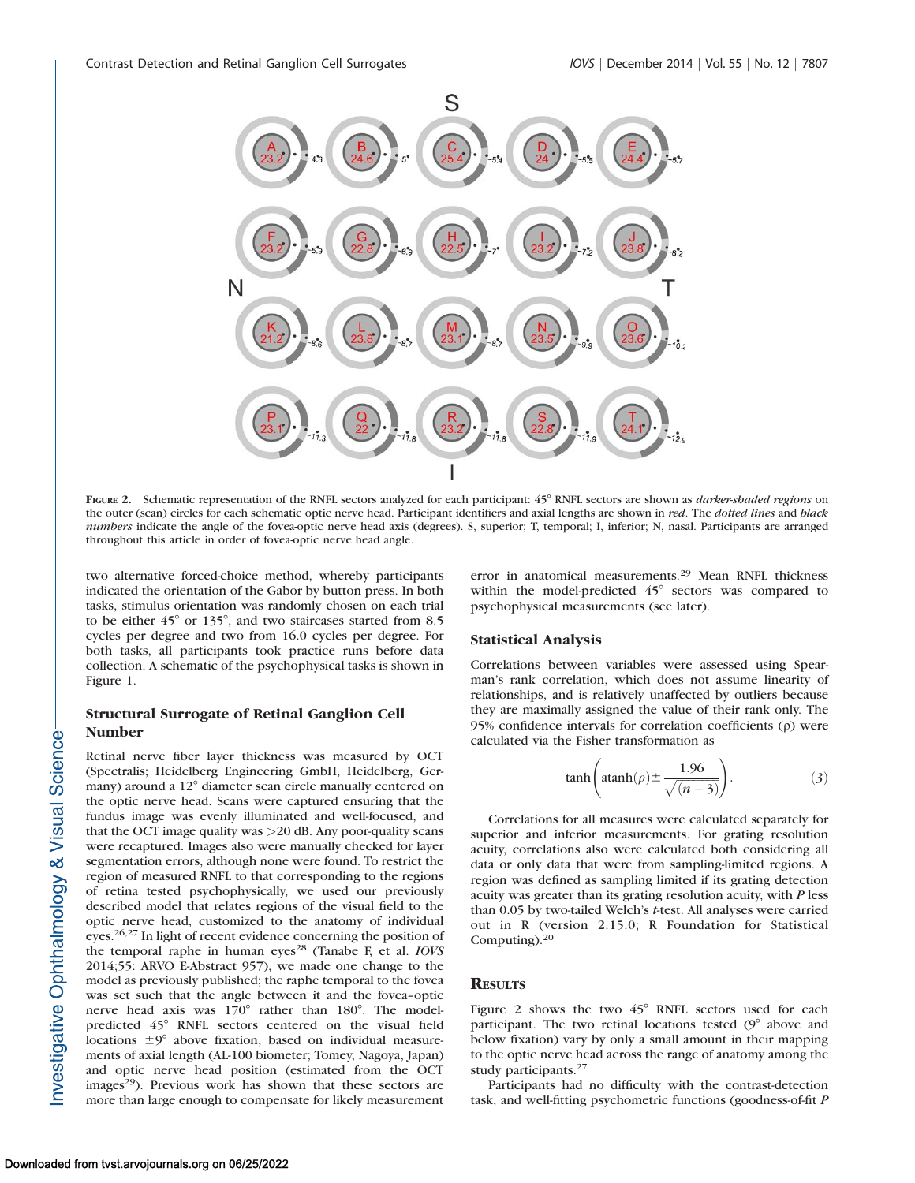FIGURE 2. Schematic representation of the RNFL sectors analyzed for each participant: 45° RNFL sectors are shown as *darker-shaded regions* on the outer (scan) circles for each schematic optic nerve head. Participant identifiers and axial lengths are shown in *red*. The *dotted lines* and *black numbers* indicate the angle of the fovea-optic nerve head axis (degrees). S, superior; T, temporal; I, inferior; N, nasal. Participants are arranged throughout this article in order of fovea-optic nerve head angle.

two alternative forced-choice method, whereby participants indicated the orientation of the Gabor by button press. In both tasks, stimulus orientation was randomly chosen on each trial to be either 45° or 135°, and two staircases started from 8.5 cycles per degree and two from 16.0 cycles per degree. For both tasks, all participants took practice runs before data collection. A schematic of the psychophysical tasks is shown in Figure 1.

### Structural Surrogate of Retinal Ganglion Cell Number

Retinal nerve fiber layer thickness was measured by OCT (Spectralis; Heidelberg Engineering GmbH, Heidelberg, Germany) around a 12° diameter scan circle manually centered on the optic nerve head. Scans were captured ensuring that the fundus image was evenly illuminated and well-focused, and that the OCT image quality was >20 dB. Any poor-quality scans were recaptured. Images also were manually checked for layer segmentation errors, although none were found. To restrict the region of measured RNFL to that corresponding to the regions of retina tested psychophysically, we used our previously described model that relates regions of the visual field to the optic nerve head, customized to the anatomy of individual eyes.[26,27] In light of recent evidence concerning the position of the temporal raphe in human eyes[28] (Tanabe F, et al. *IOVS* 2014;55: ARVO E-Abstract 957), we made one change to the model as previously published; the raphe temporal to the fovea was set such that the angle between it and the fovea–optic nerve head axis was 170° rather than 180°. The model-predicted 45° RNFL sectors centered on the visual field locations ±9° above fixation, based on individual measurements of axial length (AL-100 biometer; Tomey, Nagoya, Japan) and optic nerve head position (estimated from the OCT images[29]). Previous work has shown that these sectors are more than large enough to compensate for likely measurement error in anatomical measurements.[29] Mean RNFL thickness within the model-predicted 45° sectors was compared to psychophysical measurements (see later).

### Statistical Analysis

Correlations between variables were assessed using Spearman's rank correlation, which does not assume linearity of relationships, and is relatively unaffected by outliers because they are maximally assigned the value of their rank only. The 95% confidence intervals for correlation coefficients (ρ) were calculated via the Fisher transformation as

$$\tanh\left(\operatorname{atanh}(\rho) \pm \frac{1.96}{\sqrt{(n-3)}}\right). \qquad (3)$$

Correlations for all measures were calculated separately for superior and inferior measurements. For grating resolution acuity, correlations also were calculated both considering all data or only data that were from sampling-limited regions. A region was defined as sampling limited if its grating detection acuity was greater than its grating resolution acuity, with $P$ less than 0.05 by two-tailed Welch's $t$-test. All analyses were carried out in R (version 2.15.0; R Foundation for Statistical Computing).[20]

## RESULTS

Figure 2 shows the two 45° RNFL sectors used for each participant. The two retinal locations tested (9° above and below fixation) vary by only a small amount in their mapping to the optic nerve head across the range of anatomy among the study participants.[27]

Participants had no difficulty with the contrast-detection task, and well-fitting psychometric functions (goodness-of-fit $P$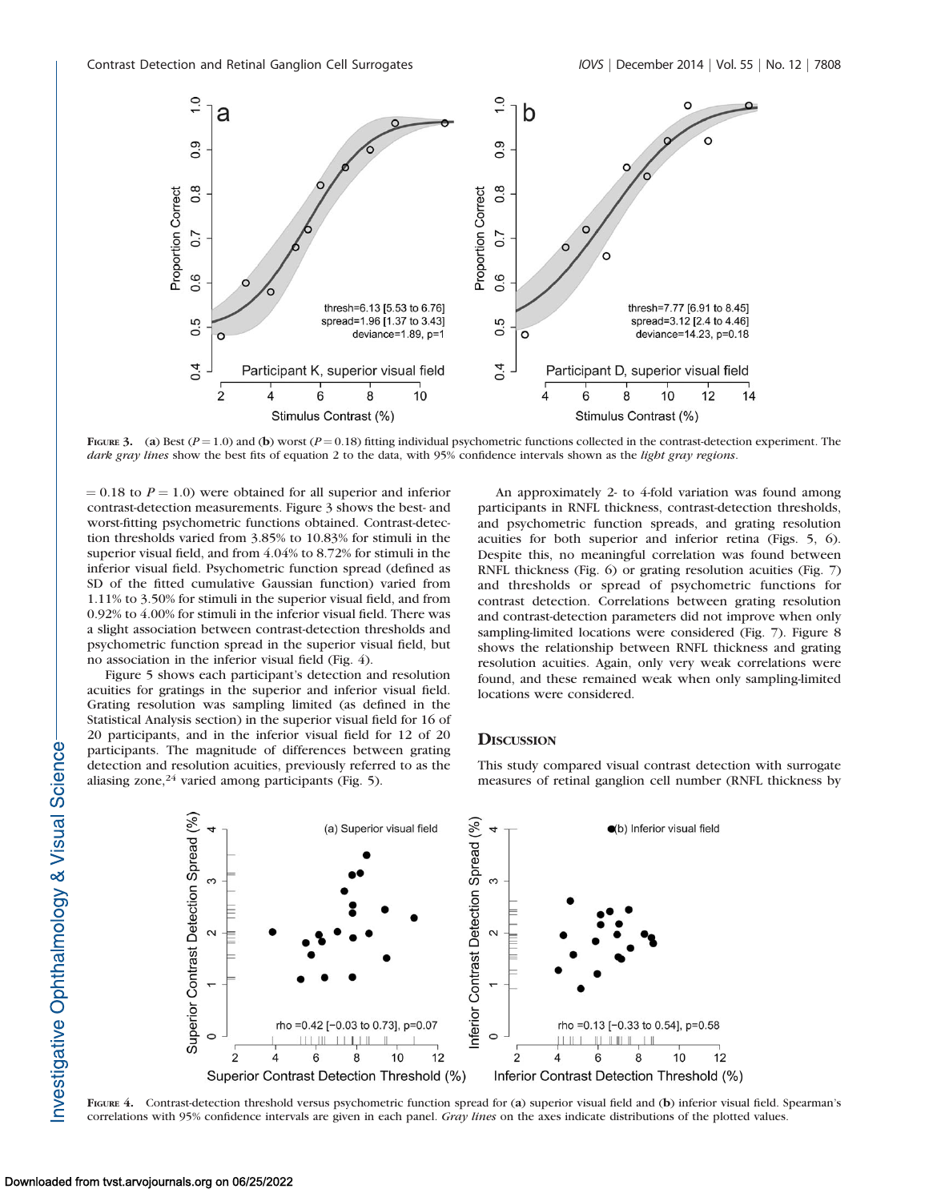FIGURE 3. (**a**) Best ($P = 1.0$) and (**b**) worst ($P = 0.18$) fitting individual psychometric functions collected in the contrast-detection experiment. The *dark gray lines* show the best fits of equation 2 to the data, with 95% confidence intervals shown as the *light gray regions*.

= 0.18 to $P = 1.0$) were obtained for all superior and inferior contrast-detection measurements. Figure 3 shows the best- and worst-fitting psychometric functions obtained. Contrast-detection thresholds varied from 3.85% to 10.83% for stimuli in the superior visual field, and from 4.04% to 8.72% for stimuli in the inferior visual field. Psychometric function spread (defined as SD of the fitted cumulative Gaussian function) varied from 1.11% to 3.50% for stimuli in the superior visual field, and from 0.92% to 4.00% for stimuli in the inferior visual field. There was a slight association between contrast-detection thresholds and psychometric function spread in the superior visual field, but no association in the inferior visual field (Fig. 4).

Figure 5 shows each participant's detection and resolution acuities for gratings in the superior and inferior visual field. Grating resolution was sampling limited (as defined in the Statistical Analysis section) in the superior visual field for 16 of 20 participants, and in the inferior visual field for 12 of 20 participants. The magnitude of differences between grating detection and resolution acuities, previously referred to as the aliasing zone,[24] varied among participants (Fig. 5).

An approximately 2- to 4-fold variation was found among participants in RNFL thickness, contrast-detection thresholds, and psychometric function spreads, and grating resolution acuities for both superior and inferior retina (Figs. 5, 6). Despite this, no meaningful correlation was found between RNFL thickness (Fig. 6) or grating resolution acuities (Fig. 7) and thresholds or spread of psychometric functions for contrast detection. Correlations between grating resolution and contrast-detection parameters did not improve when only sampling-limited locations were considered (Fig. 7). Figure 8 shows the relationship between RNFL thickness and grating resolution acuities. Again, only very weak correlations were found, and these remained weak when only sampling-limited locations were considered.

## Discussion

This study compared visual contrast detection with surrogate measures of retinal ganglion cell number (RNFL thickness by

FIGURE 4. Contrast-detection threshold versus psychometric function spread for (**a**) superior visual field and (**b**) inferior visual field. Spearman's correlations with 95% confidence intervals are given in each panel. *Gray lines* on the axes indicate distributions of the plotted values.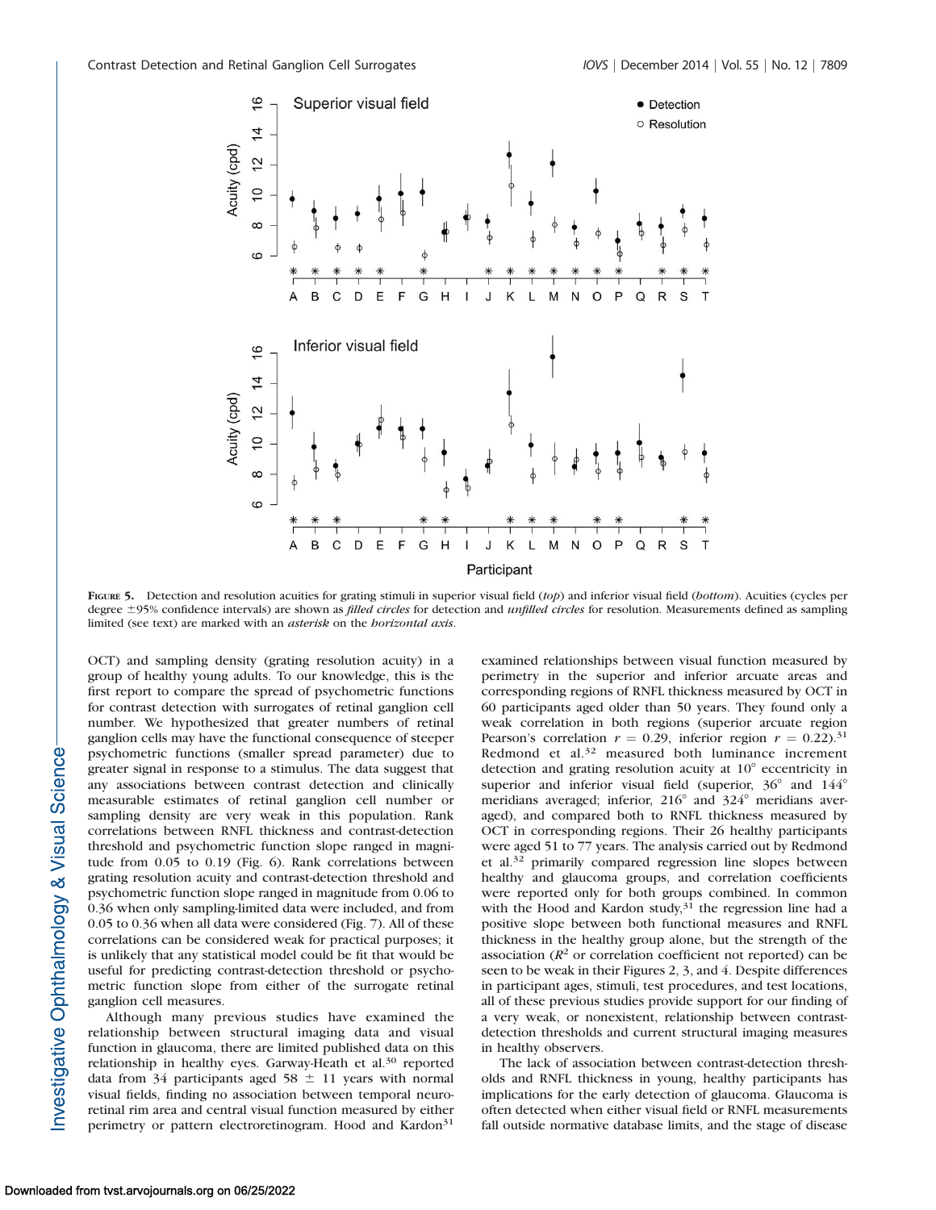FIGURE 5. Detection and resolution acuities for grating stimuli in superior visual field (*top*) and inferior visual field (*bottom*). Acuities (cycles per degree ±95% confidence intervals) are shown as *filled circles* for detection and *unfilled circles* for resolution. Measurements defined as sampling limited (see text) are marked with an *asterisk* on the *horizontal axis*.

OCT) and sampling density (grating resolution acuity) in a group of healthy young adults. To our knowledge, this is the first report to compare the spread of psychometric functions for contrast detection with surrogates of retinal ganglion cell number. We hypothesized that greater numbers of retinal ganglion cells may have the functional consequence of steeper psychometric functions (smaller spread parameter) due to greater signal in response to a stimulus. The data suggest that any associations between contrast detection and clinically measurable estimates of retinal ganglion cell number or sampling density are very weak in this population. Rank correlations between RNFL thickness and contrast-detection threshold and psychometric function slope ranged in magnitude from 0.05 to 0.19 (Fig. 6). Rank correlations between grating resolution acuity and contrast-detection threshold and psychometric function slope ranged in magnitude from 0.06 to 0.36 when only sampling-limited data were included, and from 0.05 to 0.36 when all data were considered (Fig. 7). All of these correlations can be considered weak for practical purposes; it is unlikely that any statistical model could be fit that would be useful for predicting contrast-detection threshold or psychometric function slope from either of the surrogate retinal ganglion cell measures.

Although many previous studies have examined the relationship between structural imaging data and visual function in glaucoma, there are limited published data on this relationship in healthy eyes. Garway-Heath et al.[30] reported data from 34 participants aged $58 \pm 11$ years with normal visual fields, finding no association between temporal neuroretinal rim area and central visual function measured by either perimetry or pattern electroretinogram. Hood and Kardon[31] examined relationships between visual function measured by perimetry in the superior and inferior arcuate areas and corresponding regions of RNFL thickness measured by OCT in 60 participants aged older than 50 years. They found only a weak correlation in both regions (superior arcuate region Pearson's correlation $r = 0.29$, inferior region $r = 0.22$).[31] Redmond et al.[32] measured both luminance increment detection and grating resolution acuity at 10° eccentricity in superior and inferior visual field (superior, 36° and 144° meridians averaged; inferior, 216° and 324° meridians averaged), and compared both to RNFL thickness measured by OCT in corresponding regions. Their 26 healthy participants were aged 51 to 77 years. The analysis carried out by Redmond et al.[32] primarily compared regression line slopes between healthy and glaucoma groups, and correlation coefficients were reported only for both groups combined. In common with the Hood and Kardon study,[31] the regression line had a positive slope between both functional measures and RNFL thickness in the healthy group alone, but the strength of the association ($R^2$ or correlation coefficient not reported) can be seen to be weak in their Figures 2, 3, and 4. Despite differences in participant ages, stimuli, test procedures, and test locations, all of these previous studies provide support for our finding of a very weak, or nonexistent, relationship between contrast-detection thresholds and current structural imaging measures in healthy observers.

The lack of association between contrast-detection thresholds and RNFL thickness in young, healthy participants has implications for the early detection of glaucoma. Glaucoma is often detected when either visual field or RNFL measurements fall outside normative database limits, and the stage of disease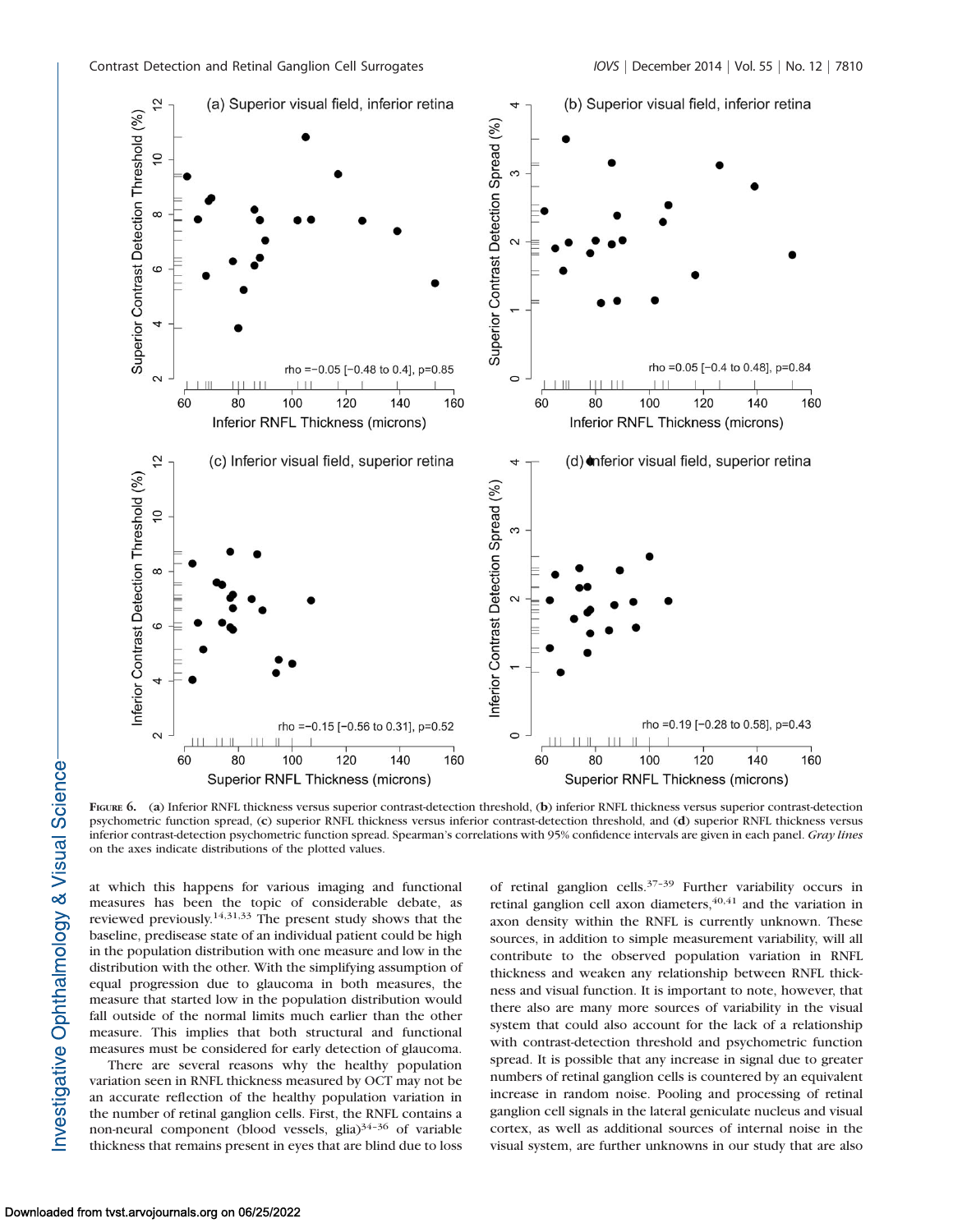FIGURE 6. (a) Inferior RNFL thickness versus superior contrast-detection threshold, (b) inferior RNFL thickness versus superior contrast-detection psychometric function spread, (c) superior RNFL thickness versus inferior contrast-detection threshold, and (d) superior RNFL thickness versus inferior contrast-detection psychometric function spread. Spearman's correlations with 95% confidence intervals are given in each panel. *Gray lines* on the axes indicate distributions of the plotted values.

at which this happens for various imaging and functional measures has been the topic of considerable debate, as reviewed previously.[14,31,33] The present study shows that the baseline, predisease state of an individual patient could be high in the population distribution with one measure and low in the distribution with the other. With the simplifying assumption of equal progression due to glaucoma in both measures, the measure that started low in the population distribution would fall outside of the normal limits much earlier than the other measure. This implies that both structural and functional measures must be considered for early detection of glaucoma.

There are several reasons why the healthy population variation seen in RNFL thickness measured by OCT may not be an accurate reflection of the healthy population variation in the number of retinal ganglion cells. First, the RNFL contains a non-neural component (blood vessels, glia)[34–36] of variable thickness that remains present in eyes that are blind due to loss of retinal ganglion cells.[37–39] Further variability occurs in retinal ganglion cell axon diameters,[40,41] and the variation in axon density within the RNFL is currently unknown. These sources, in addition to simple measurement variability, will all contribute to the observed population variation in RNFL thickness and weaken any relationship between RNFL thickness and visual function. It is important to note, however, that there also are many more sources of variability in the visual system that could also account for the lack of a relationship with contrast-detection threshold and psychometric function spread. It is possible that any increase in signal due to greater numbers of retinal ganglion cells is countered by an equivalent increase in random noise. Pooling and processing of retinal ganglion cell signals in the lateral geniculate nucleus and visual cortex, as well as additional sources of internal noise in the visual system, are further unknowns in our study that are also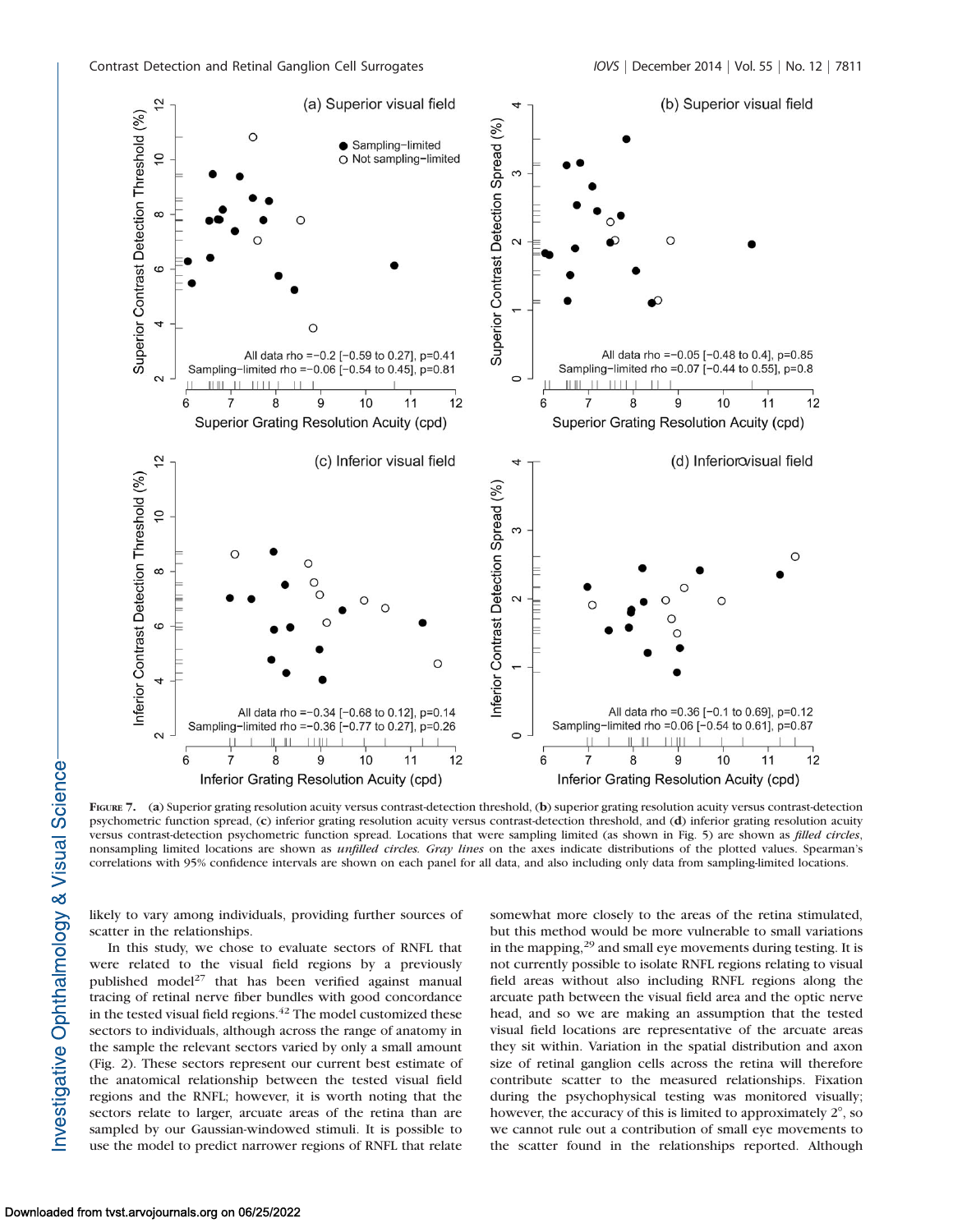**Figure 7.** (**a**) Superior grating resolution acuity versus contrast-detection threshold, (**b**) superior grating resolution acuity versus contrast-detection psychometric function spread, (**c**) inferior grating resolution acuity versus contrast-detection threshold, and (**d**) inferior grating resolution acuity versus contrast-detection psychometric function spread. Locations that were sampling limited (as shown in Fig. 5) are shown as *filled circles*, nonsampling limited locations are shown as *unfilled circles*. *Gray lines* on the axes indicate distributions of the plotted values. Spearman's correlations with 95% confidence intervals are shown on each panel for all data, and also including only data from sampling-limited locations.

likely to vary among individuals, providing further sources of scatter in the relationships.

In this study, we chose to evaluate sectors of RNFL that were related to the visual field regions by a previously published model[27] that has been verified against manual tracing of retinal nerve fiber bundles with good concordance in the tested visual field regions.[42] The model customized these sectors to individuals, although across the range of anatomy in the sample the relevant sectors varied by only a small amount (Fig. 2). These sectors represent our current best estimate of the anatomical relationship between the tested visual field regions and the RNFL; however, it is worth noting that the sectors relate to larger, arcuate areas of the retina than are sampled by our Gaussian-windowed stimuli. It is possible to use the model to predict narrower regions of RNFL that relate somewhat more closely to the areas of the retina stimulated, but this method would be more vulnerable to small variations in the mapping,[29] and small eye movements during testing. It is not currently possible to isolate RNFL regions relating to visual field areas without also including RNFL regions along the arcuate path between the visual field area and the optic nerve head, and so we are making an assumption that the tested visual field locations are representative of the arcuate areas they sit within. Variation in the spatial distribution and axon size of retinal ganglion cells across the retina will therefore contribute scatter to the measured relationships. Fixation during the psychophysical testing was monitored visually; however, the accuracy of this is limited to approximately 2°, so we cannot rule out a contribution of small eye movements to the scatter found in the relationships reported. Although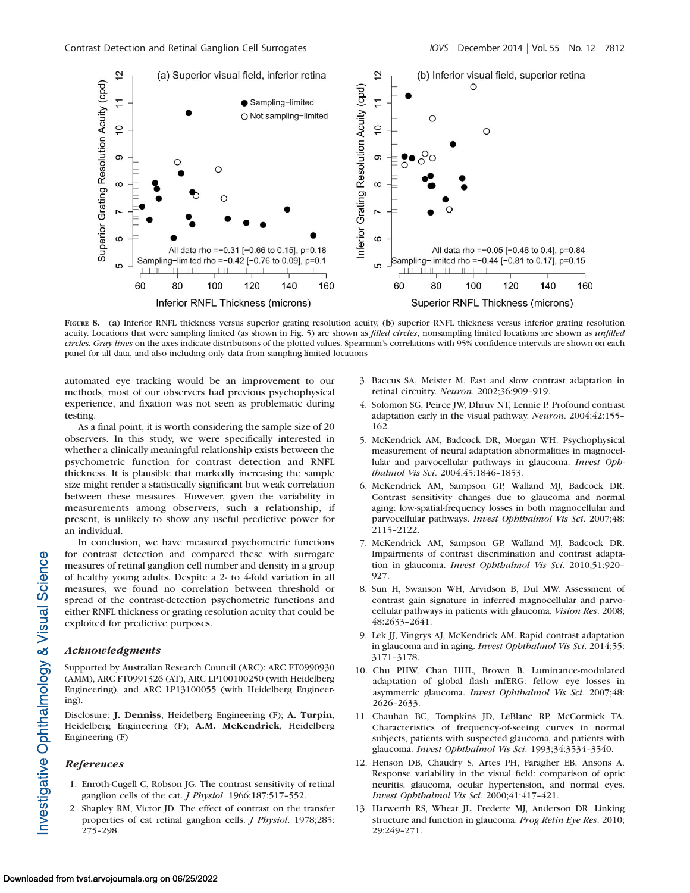**Figure 8.** (**a**) Inferior RNFL thickness versus superior grating resolution acuity, (**b**) superior RNFL thickness versus inferior grating resolution acuity. Locations that were sampling limited (as shown in Fig. 5) are shown as *filled circles*, nonsampling limited locations are shown as *unfilled circles*. *Gray lines* on the axes indicate distributions of the plotted values. Spearman's correlations with 95% confidence intervals are shown on each panel for all data, and also including only data from sampling-limited locations

automated eye tracking would be an improvement to our methods, most of our observers had previous psychophysical experience, and fixation was not seen as problematic during testing.

As a final point, it is worth considering the sample size of 20 observers. In this study, we were specifically interested in whether a clinically meaningful relationship exists between the psychometric function for contrast detection and RNFL thickness. It is plausible that markedly increasing the sample size might render a statistically significant but weak correlation between these measures. However, given the variability in measurements among observers, such a relationship, if present, is unlikely to show any useful predictive power for an individual.

In conclusion, we have measured psychometric functions for contrast detection and compared these with surrogate measures of retinal ganglion cell number and density in a group of healthy young adults. Despite a 2- to 4-fold variation in all measures, we found no correlation between threshold or spread of the contrast-detection psychometric functions and either RNFL thickness or grating resolution acuity that could be exploited for predictive purposes.

## Acknowledgments

Supported by Australian Research Council (ARC): ARC FT0990930 (AMM), ARC FT0991326 (AT), ARC LP100100250 (with Heidelberg Engineering), and ARC LP13100055 (with Heidelberg Engineering).

Disclosure: **J. Denniss**, Heidelberg Engineering (F); **A. Turpin**, Heidelberg Engineering (F); **A.M. McKendrick**, Heidelberg Engineering (F)

## References

1. Enroth-Cugell C, Robson JG. The contrast sensitivity of retinal ganglion cells of the cat. *J Physiol*. 1966;187:517–552.
2. Shapley RM, Victor JD. The effect of contrast on the transfer properties of cat retinal ganglion cells. *J Physiol*. 1978;285: 275–298.
3. Baccus SA, Meister M. Fast and slow contrast adaptation in retinal circuitry. *Neuron*. 2002;36:909–919.
4. Solomon SG, Peirce JW, Dhruv NT, Lennie P. Profound contrast adaptation early in the visual pathway. *Neuron*. 2004;42:155–162.
5. McKendrick AM, Badcock DR, Morgan WH. Psychophysical measurement of neural adaptation abnormalities in magnocellular and parvocellular pathways in glaucoma. *Invest Ophthalmol Vis Sci*. 2004;45:1846–1853.
6. McKendrick AM, Sampson GP, Walland MJ, Badcock DR. Contrast sensitivity changes due to glaucoma and normal aging: low-spatial-frequency losses in both magnocellular and parvocellular pathways. *Invest Ophthalmol Vis Sci*. 2007;48: 2115–2122.
7. McKendrick AM, Sampson GP, Walland MJ, Badcock DR. Impairments of contrast discrimination and contrast adaptation in glaucoma. *Invest Ophthalmol Vis Sci*. 2010;51:920–927.
8. Sun H, Swanson WH, Arvidson B, Dul MW. Assessment of contrast gain signature in inferred magnocellular and parvocellular pathways in patients with glaucoma. *Vision Res*. 2008; 48:2633–2641.
9. Lek JJ, Vingrys AJ, McKendrick AM. Rapid contrast adaptation in glaucoma and in aging. *Invest Ophthalmol Vis Sci*. 2014;55: 3171–3178.
10. Chu PHW, Chan HHL, Brown B. Luminance-modulated adaptation of global flash mfERG: fellow eye losses in asymmetric glaucoma. *Invest Ophthalmol Vis Sci*. 2007;48: 2626–2633.
11. Chauhan BC, Tompkins JD, LeBlanc RP, McCormick TA. Characteristics of frequency-of-seeing curves in normal subjects, patients with suspected glaucoma, and patients with glaucoma. *Invest Ophthalmol Vis Sci*. 1993;34:3534–3540.
12. Henson DB, Chaudry S, Artes PH, Faragher EB, Ansons A. Response variability in the visual field: comparison of optic neuritis, glaucoma, ocular hypertension, and normal eyes. *Invest Ophthalmol Vis Sci*. 2000;41:417–421.
13. Harwerth RS, Wheat JL, Fredette MJ, Anderson DR. Linking structure and function in glaucoma. *Prog Retin Eye Res*. 2010; 29:249–271.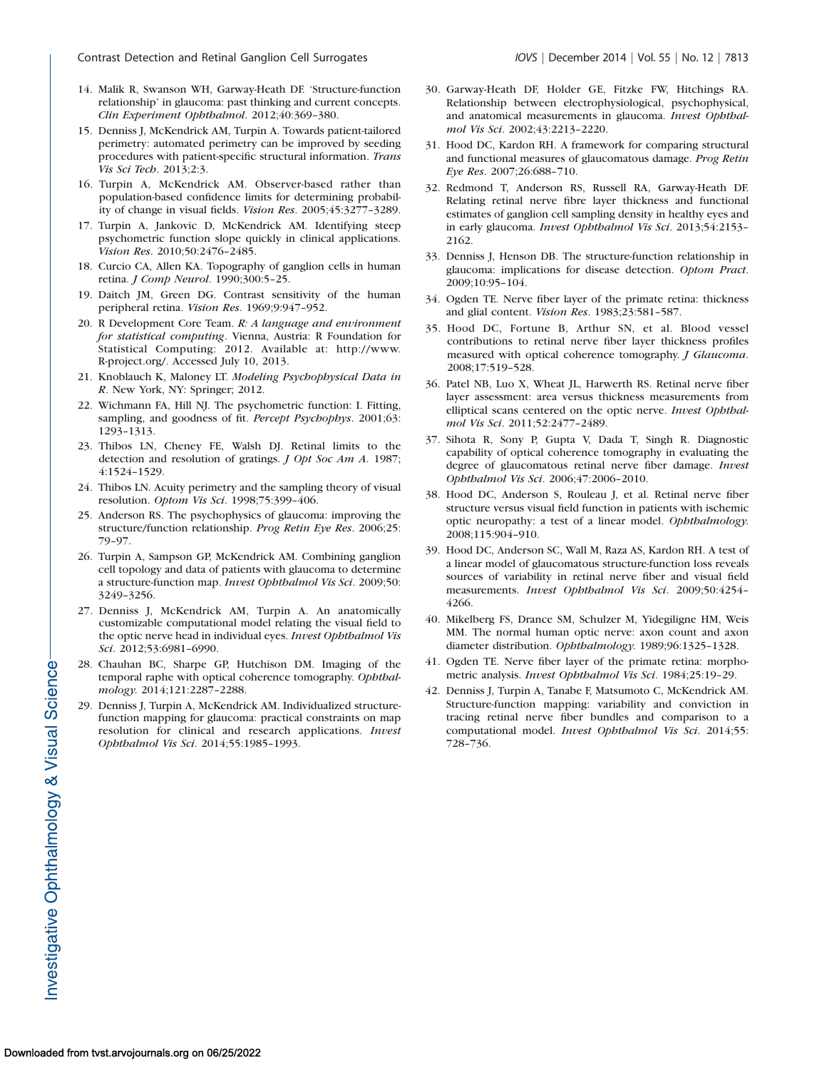14. Malik R, Swanson WH, Garway-Heath DF. 'Structure-function relationship' in glaucoma: past thinking and current concepts. *Clin Experiment Ophthalmol*. 2012;40:369–380.
15. Denniss J, McKendrick AM, Turpin A. Towards patient-tailored perimetry: automated perimetry can be improved by seeding procedures with patient-specific structural information. *Trans Vis Sci Tech*. 2013;2:3.
16. Turpin A, McKendrick AM. Observer-based rather than population-based confidence limits for determining probability of change in visual fields. *Vision Res*. 2005;45:3277–3289.
17. Turpin A, Jankovic D, McKendrick AM. Identifying steep psychometric function slope quickly in clinical applications. *Vision Res*. 2010;50:2476–2485.
18. Curcio CA, Allen KA. Topography of ganglion cells in human retina. *J Comp Neurol*. 1990;300:5–25.
19. Daitch JM, Green DG. Contrast sensitivity of the human peripheral retina. *Vision Res*. 1969;9:947–952.
20. R Development Core Team. *R: A language and environment for statistical computing*. Vienna, Austria: R Foundation for Statistical Computing: 2012. Available at: http://www.R-project.org/. Accessed July 10, 2013.
21. Knoblauch K, Maloney LT. *Modeling Psychophysical Data in R*. New York, NY: Springer; 2012.
22. Wichmann FA, Hill NJ. The psychometric function: I. Fitting, sampling, and goodness of fit. *Percept Psychophys*. 2001;63:1293–1313.
23. Thibos LN, Cheney FE, Walsh DJ. Retinal limits to the detection and resolution of gratings. *J Opt Soc Am A*. 1987;4:1524–1529.
24. Thibos LN. Acuity perimetry and the sampling theory of visual resolution. *Optom Vis Sci*. 1998;75:399–406.
25. Anderson RS. The psychophysics of glaucoma: improving the structure/function relationship. *Prog Retin Eye Res*. 2006;25:79–97.
26. Turpin A, Sampson GP, McKendrick AM. Combining ganglion cell topology and data of patients with glaucoma to determine a structure-function map. *Invest Ophthalmol Vis Sci*. 2009;50:3249–3256.
27. Denniss J, McKendrick AM, Turpin A. An anatomically customizable computational model relating the visual field to the optic nerve head in individual eyes. *Invest Ophthalmol Vis Sci*. 2012;53:6981–6990.
28. Chauhan BC, Sharpe GP, Hutchison DM. Imaging of the temporal raphe with optical coherence tomography. *Ophthalmology.* 2014;121:2287–2288.
29. Denniss J, Turpin A, McKendrick AM. Individualized structure-function mapping for glaucoma: practical constraints on map resolution for clinical and research applications. *Invest Ophthalmol Vis Sci*. 2014;55:1985–1993.
30. Garway-Heath DF, Holder GE, Fitzke FW, Hitchings RA. Relationship between electrophysiological, psychophysical, and anatomical measurements in glaucoma. *Invest Ophthalmol Vis Sci*. 2002;43:2213–2220.
31. Hood DC, Kardon RH. A framework for comparing structural and functional measures of glaucomatous damage. *Prog Retin Eye Res*. 2007;26:688–710.
32. Redmond T, Anderson RS, Russell RA, Garway-Heath DF. Relating retinal nerve fibre layer thickness and functional estimates of ganglion cell sampling density in healthy eyes and in early glaucoma. *Invest Ophthalmol Vis Sci*. 2013;54:2153–2162.
33. Denniss J, Henson DB. The structure-function relationship in glaucoma: implications for disease detection. *Optom Pract*. 2009;10:95–104.
34. Ogden TE. Nerve fiber layer of the primate retina: thickness and glial content. *Vision Res*. 1983;23:581–587.
35. Hood DC, Fortune B, Arthur SN, et al. Blood vessel contributions to retinal nerve fiber layer thickness profiles measured with optical coherence tomography. *J Glaucoma*. 2008;17:519–528.
36. Patel NB, Luo X, Wheat JL, Harwerth RS. Retinal nerve fiber layer assessment: area versus thickness measurements from elliptical scans centered on the optic nerve. *Invest Ophthalmol Vis Sci*. 2011;52:2477–2489.
37. Sihota R, Sony P, Gupta V, Dada T, Singh R. Diagnostic capability of optical coherence tomography in evaluating the degree of glaucomatous retinal nerve fiber damage. *Invest Ophthalmol Vis Sci*. 2006;47:2006–2010.
38. Hood DC, Anderson S, Rouleau J, et al. Retinal nerve fiber structure versus visual field function in patients with ischemic optic neuropathy: a test of a linear model. *Ophthalmology.* 2008;115:904–910.
39. Hood DC, Anderson SC, Wall M, Raza AS, Kardon RH. A test of a linear model of glaucomatous structure-function loss reveals sources of variability in retinal nerve fiber and visual field measurements. *Invest Ophthalmol Vis Sci*. 2009;50:4254–4266.
40. Mikelberg FS, Drance SM, Schulzer M, Yidegiligne HM, Weis MM. The normal human optic nerve: axon count and axon diameter distribution. *Ophthalmology.* 1989;96:1325–1328.
41. Ogden TE. Nerve fiber layer of the primate retina: morphometric analysis. *Invest Ophthalmol Vis Sci*. 1984;25:19–29.
42. Denniss J, Turpin A, Tanabe F, Matsumoto C, McKendrick AM. Structure-function mapping: variability and conviction in tracing retinal nerve fiber bundles and comparison to a computational model. *Invest Ophthalmol Vis Sci*. 2014;55:728–736.